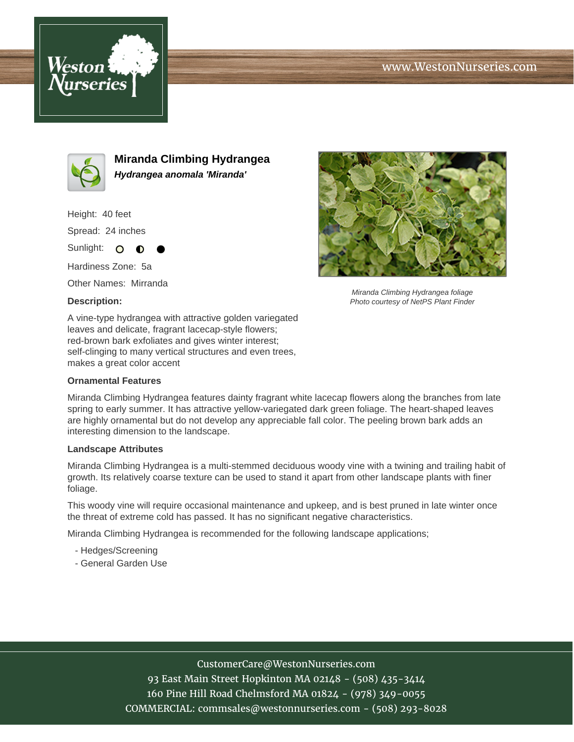# Miranda Climbing Hydrangea

***Hydrangea anomala 'Miranda'***

Height: 40 feet

Spread: 24 inches

Sunlight: ○ ◐ ●

Hardiness Zone: 5a

Other Names: Mirranda

**Description:**

A vine-type hydrangea with attractive golden variegated leaves and delicate, fragrant lacecap-style flowers; red-brown bark exfoliates and gives winter interest; self-clinging to many vertical structures and even trees, makes a great color accent

*Miranda Climbing Hydrangea foliage*
*Photo courtesy of NetPS Plant Finder*

### Ornamental Features

Miranda Climbing Hydrangea features dainty fragrant white lacecap flowers along the branches from late spring to early summer. It has attractive yellow-variegated dark green foliage. The heart-shaped leaves are highly ornamental but do not develop any appreciable fall color. The peeling brown bark adds an interesting dimension to the landscape.

### Landscape Attributes

Miranda Climbing Hydrangea is a multi-stemmed deciduous woody vine with a twining and trailing habit of growth. Its relatively coarse texture can be used to stand it apart from other landscape plants with finer foliage.

This woody vine will require occasional maintenance and upkeep, and is best pruned in late winter once the threat of extreme cold has passed. It has no significant negative characteristics.

Miranda Climbing Hydrangea is recommended for the following landscape applications;

- Hedges/Screening
- General Garden Use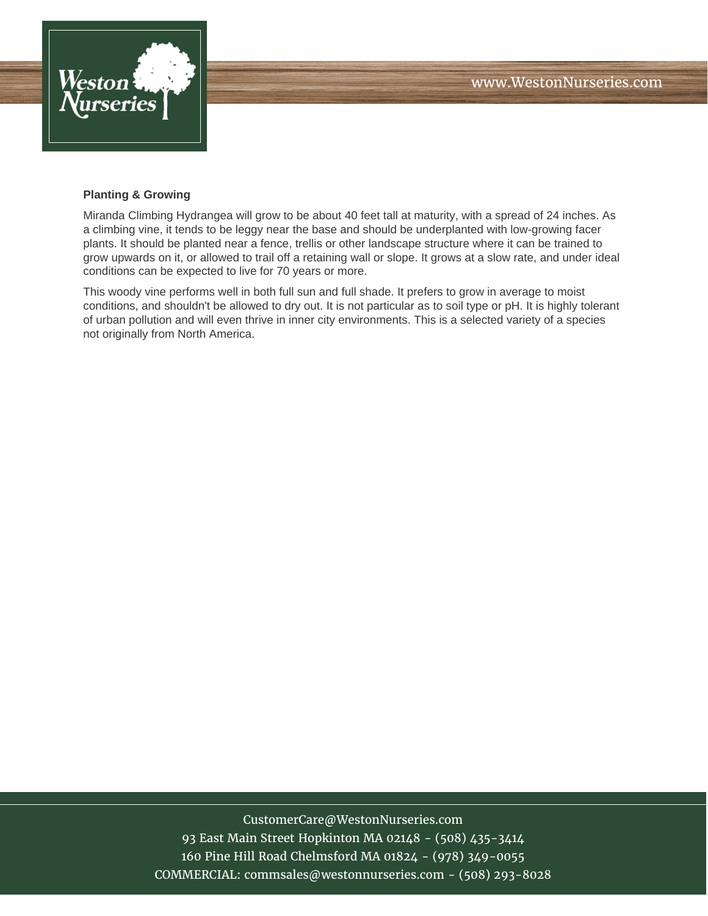### Planting & Growing

Miranda Climbing Hydrangea will grow to be about 40 feet tall at maturity, with a spread of 24 inches. As a climbing vine, it tends to be leggy near the base and should be underplanted with low-growing facer plants. It should be planted near a fence, trellis or other landscape structure where it can be trained to grow upwards on it, or allowed to trail off a retaining wall or slope. It grows at a slow rate, and under ideal conditions can be expected to live for 70 years or more.

This woody vine performs well in both full sun and full shade. It prefers to grow in average to moist conditions, and shouldn't be allowed to dry out. It is not particular as to soil type or pH. It is highly tolerant of urban pollution and will even thrive in inner city environments. This is a selected variety of a species not originally from North America.